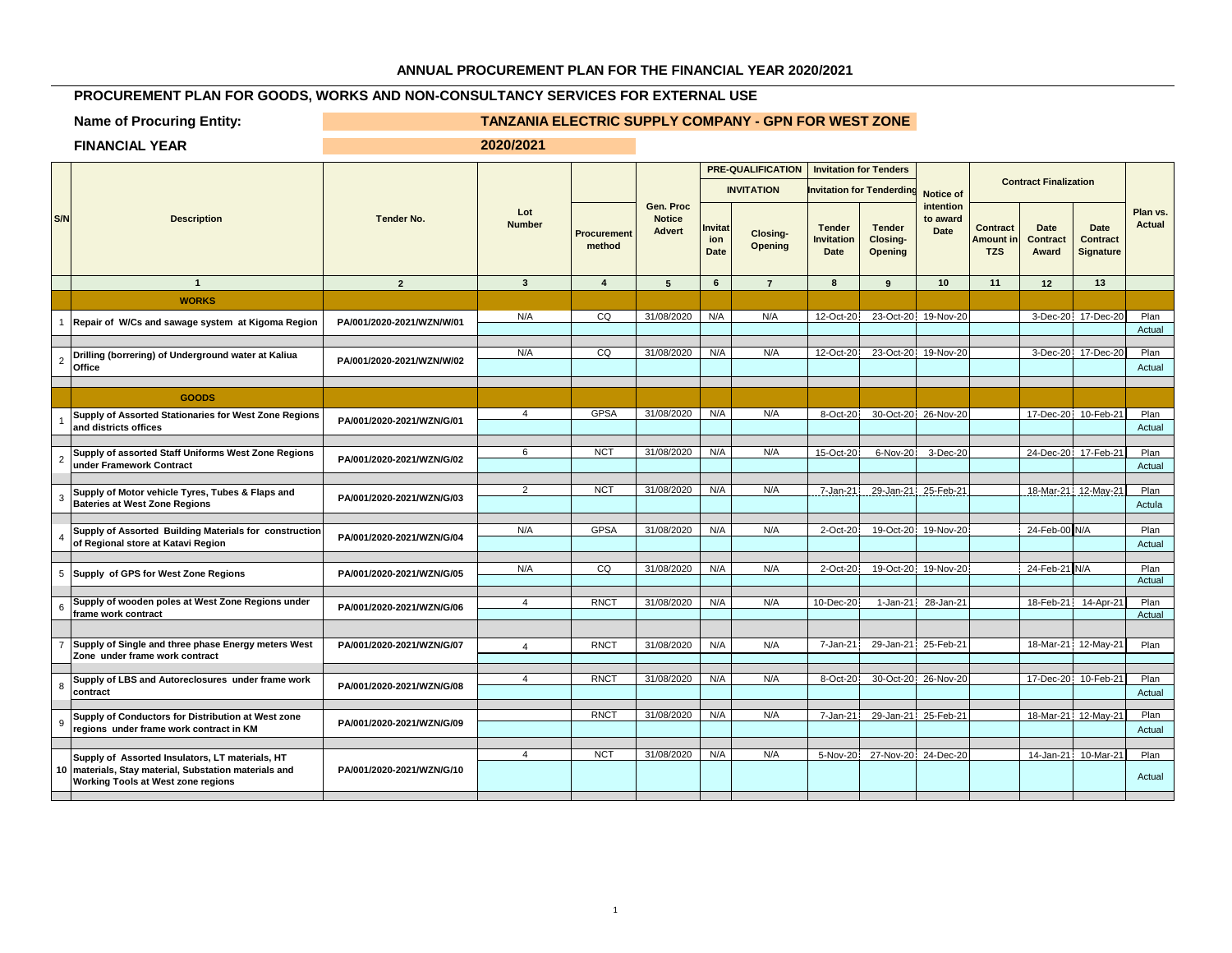## ANNUAL PROCUREMENT PLAN FOR THE FINANCIAL YEAR 2020/2021

### PROCUREMENT PLAN FOR GOODS, WORKS AND NON-CONSULTANCY SERVICES FOR EXTERNAL USE

**Name of Procuring Entity:** TANZANIA ELECTRIC SUPPLY COMPANY - GPN FOR WEST ZONE

**FINANCIAL YEAR** 2020/2021

| S/N | Description | Tender No. | Lot Number | Procurement method | Gen. Proc Notice Advert | PRE-QUALIFICATION INVITATION: Invitation Date | PRE-QUALIFICATION INVITATION: Closing-Opening | Invitation for Tenders / Invitation for Tenderding: Tender Invitation Date | Invitation for Tenders / Invitation for Tenderding: Tender Closing-Opening | Notice of intention to award Date | Contract Finalization: Contract Amount in TZS | Contract Finalization: Date Contract Award | Contract Finalization: Date Contract Signature | Plan vs. Actual |
|---|---|---|---|---|---|---|---|---|---|---|---|---|---|---|
| | 1 | 2 | 3 | 4 | 5 | 6 | 7 | 8 | 9 | 10 | 11 | 12 | 13 | |
| | **WORKS** | | | | | | | | | | | | | |
| 1 | Repair of W/Cs and sawage system at Kigoma Region | PA/001/2020-2021/WZN/W/01 | N/A | CQ | 31/08/2020 | N/A | N/A | 12-Oct-20 | 23-Oct-20 | 19-Nov-20 | | 3-Dec-20 | 17-Dec-20 | Plan |
| | | | | | | | | | | | | | | Actual |
| 2 | Drilling (borrering) of Underground water at Kaliua Office | PA/001/2020-2021/WZN/W/02 | N/A | CQ | 31/08/2020 | N/A | N/A | 12-Oct-20 | 23-Oct-20 | 19-Nov-20 | | 3-Dec-20 | 17-Dec-20 | Plan |
| | | | | | | | | | | | | | | Actual |
| | **GOODS** | | | | | | | | | | | | | |
| 1 | Supply of Assorted Stationaries for West Zone Regions and districts offices | PA/001/2020-2021/WZN/G/01 | 4 | GPSA | 31/08/2020 | N/A | N/A | 8-Oct-20 | 30-Oct-20 | 26-Nov-20 | | 17-Dec-20 | 10-Feb-21 | Plan |
| | | | | | | | | | | | | | | Actual |
| 2 | Supply of assorted Staff Uniforms West Zone Regions under Framework Contract | PA/001/2020-2021/WZN/G/02 | 6 | NCT | 31/08/2020 | N/A | N/A | 15-Oct-20 | 6-Nov-20 | 3-Dec-20 | | 24-Dec-20 | 17-Feb-21 | Plan |
| | | | | | | | | | | | | | | Actual |
| 3 | Supply of Motor vehicle Tyres, Tubes & Flaps and Bateries at West Zone Regions | PA/001/2020-2021/WZN/G/03 | 2 | NCT | 31/08/2020 | N/A | N/A | 7-Jan-21 | 29-Jan-21 | 25-Feb-21 | | 18-Mar-21 | 12-May-21 | Plan |
| | | | | | | | | | | | | | | Actula |
| 4 | Supply of Assorted Building Materials for construction of Regional store at Katavi Region | PA/001/2020-2021/WZN/G/04 | N/A | GPSA | 31/08/2020 | N/A | N/A | 2-Oct-20 | 19-Oct-20 | 19-Nov-20 | | 24-Feb-00 | N/A | Plan |
| | | | | | | | | | | | | | | Actual |
| 5 | Supply of GPS for West Zone Regions | PA/001/2020-2021/WZN/G/05 | N/A | CQ | 31/08/2020 | N/A | N/A | 2-Oct-20 | 19-Oct-20 | 19-Nov-20 | | 24-Feb-21 | N/A | Plan |
| | | | | | | | | | | | | | | Actual |
| 6 | Supply of wooden poles at West Zone Regions under frame work contract | PA/001/2020-2021/WZN/G/06 | 4 | RNCT | 31/08/2020 | N/A | N/A | 10-Dec-20 | 1-Jan-21 | 28-Jan-21 | | 18-Feb-21 | 14-Apr-21 | Plan |
| | | | | | | | | | | | | | | Actual |
| 7 | Supply of Single and three phase Energy meters West Zone under frame work contract | PA/001/2020-2021/WZN/G/07 | 4 | RNCT | 31/08/2020 | N/A | N/A | 7-Jan-21 | 29-Jan-21 | 25-Feb-21 | | 18-Mar-21 | 12-May-21 | Plan |
| 8 | Supply of LBS and Autoreclosures under frame work contract | PA/001/2020-2021/WZN/G/08 | 4 | RNCT | 31/08/2020 | N/A | N/A | 8-Oct-20 | 30-Oct-20 | 26-Nov-20 | | 17-Dec-20 | 10-Feb-21 | Plan |
| | | | | | | | | | | | | | | Actual |
| 9 | Supply of Conductors for Distribution at West zone regions under frame work contract in KM | PA/001/2020-2021/WZN/G/09 | | RNCT | 31/08/2020 | N/A | N/A | 7-Jan-21 | 29-Jan-21 | 25-Feb-21 | | 18-Mar-21 | 12-May-21 | Plan |
| | | | | | | | | | | | | | | Actual |
| 10 | Supply of Assorted Insulators, LT materials, HT materials, Stay material, Substation materials and Working Tools at West zone regions | PA/001/2020-2021/WZN/G/10 | 4 | NCT | 31/08/2020 | N/A | N/A | 5-Nov-20 | 27-Nov-20 | 24-Dec-20 | | 14-Jan-21 | 10-Mar-21 | Plan |
| | | | | | | | | | | | | | | Actual |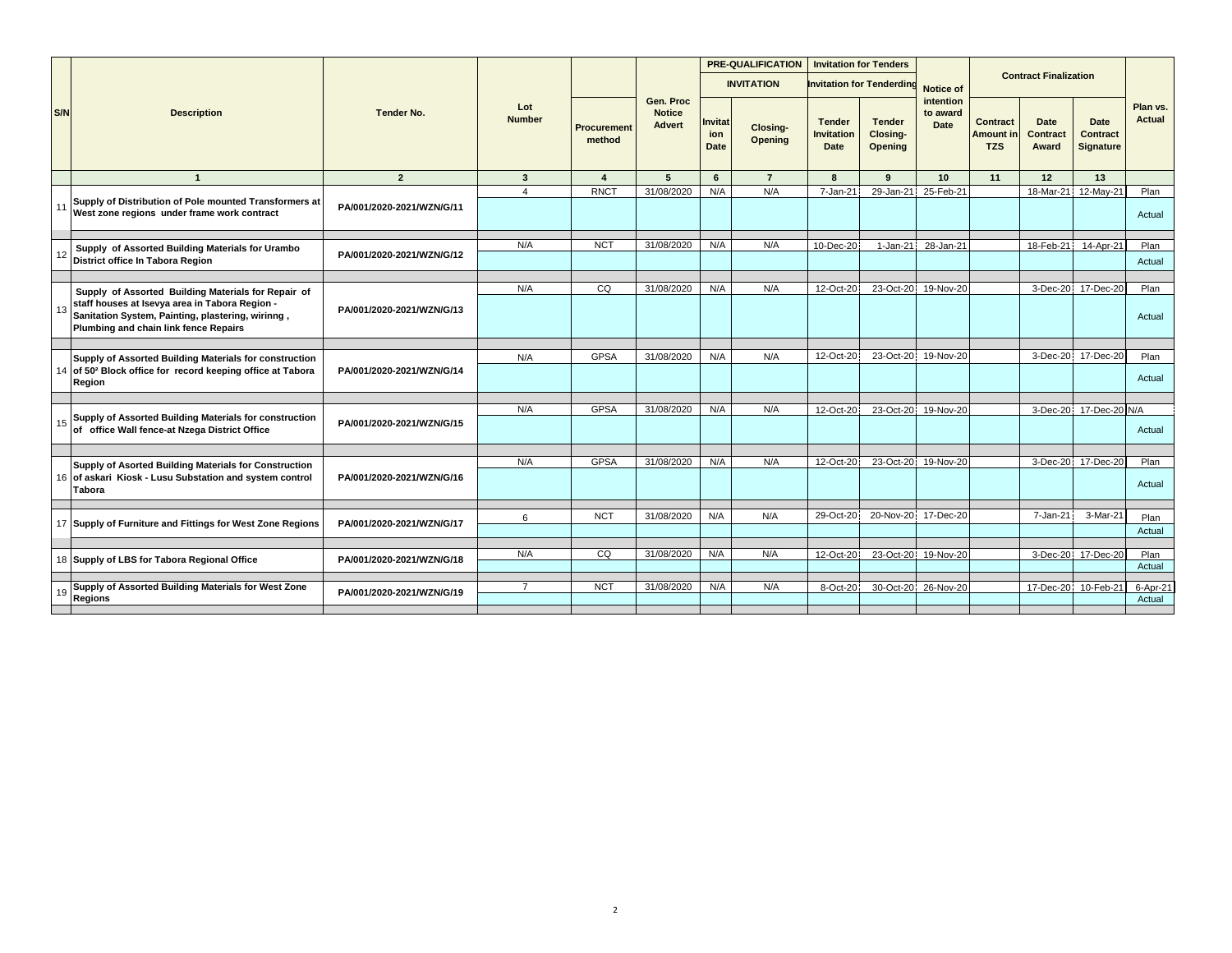| S/N | Description | Tender No. | Lot Number | Procurement method | Gen. Proc Notice Advert | PRE-QUALIFICATION INVITATION | | Invitation for Tenders Invitation for Tenderding | | Notice of intention to award Date | Contract Finalization | | | Plan vs. Actual |
|---|---|---|---|---|---|---|---|---|---|---|---|---|---|---|
| | | | | | | Invitation Date | Closing-Opening | Tender Invitation Date | Tender Closing-Opening | | Contract Amount in TZS | Date Contract Award | Date Contract Signature | |
| | 1 | 2 | 3 | 4 | 5 | 6 | 7 | 8 | 9 | 10 | 11 | 12 | 13 | |
| 11 | Supply of Distribution of Pole mounted Transformers at West zone regions under frame work contract | PA/001/2020-2021/WZN/G/11 | 4 | RNCT | 31/08/2020 | N/A | N/A | 7-Jan-21 | 29-Jan-21 | 25-Feb-21 | | 18-Mar-21 | 12-May-21 | Plan |
| | | | | | | | | | | | | | | Actual |
| 12 | Supply of Assorted Building Materials for Urambo District office In Tabora Region | PA/001/2020-2021/WZN/G/12 | N/A | NCT | 31/08/2020 | N/A | N/A | 10-Dec-20 | 1-Jan-21 | 28-Jan-21 | | 18-Feb-21 | 14-Apr-21 | Plan |
| | | | | | | | | | | | | | | Actual |
| 13 | Supply of Assorted Building Materials for Repair of staff houses at Isevya area in Tabora Region - Sanitation System, Painting, plastering, wirinng , Plumbing and chain link fence Repairs | PA/001/2020-2021/WZN/G/13 | N/A | CQ | 31/08/2020 | N/A | N/A | 12-Oct-20 | 23-Oct-20 | 19-Nov-20 | | 3-Dec-20 | 17-Dec-20 | Plan |
| | | | | | | | | | | | | | | Actual |
| 14 | Supply of Assorted Building Materials for construction of 50² Block office for record keeping office at Tabora Region | PA/001/2020-2021/WZN/G/14 | N/A | GPSA | 31/08/2020 | N/A | N/A | 12-Oct-20 | 23-Oct-20 | 19-Nov-20 | | 3-Dec-20 | 17-Dec-20 | Plan |
| | | | | | | | | | | | | | | Actual |
| 15 | Supply of Assorted Building Materials for construction of office Wall fence-at Nzega District Office | PA/001/2020-2021/WZN/G/15 | N/A | GPSA | 31/08/2020 | N/A | N/A | 12-Oct-20 | 23-Oct-20 | 19-Nov-20 | | 3-Dec-20 | 17-Dec-20 | N/A |
| | | | | | | | | | | | | | | Actual |
| 16 | Supply of Asorted Building Materials for Construction of askari Kiosk - Lusu Substation and system control Tabora | PA/001/2020-2021/WZN/G/16 | N/A | GPSA | 31/08/2020 | N/A | N/A | 12-Oct-20 | 23-Oct-20 | 19-Nov-20 | | 3-Dec-20 | 17-Dec-20 | Plan |
| | | | | | | | | | | | | | | Actual |
| 17 | Supply of Furniture and Fittings for West Zone Regions | PA/001/2020-2021/WZN/G/17 | 6 | NCT | 31/08/2020 | N/A | N/A | 29-Oct-20 | 20-Nov-20 | 17-Dec-20 | | 7-Jan-21 | 3-Mar-21 | Plan |
| | | | | | | | | | | | | | | Actual |
| 18 | Supply of LBS for Tabora Regional Office | PA/001/2020-2021/WZN/G/18 | N/A | CQ | 31/08/2020 | N/A | N/A | 12-Oct-20 | 23-Oct-20 | 19-Nov-20 | | 3-Dec-20 | 17-Dec-20 | Plan |
| | | | | | | | | | | | | | | Actual |
| 19 | Supply of Assorted Building Materials for West Zone Regions | PA/001/2020-2021/WZN/G/19 | 7 | NCT | 31/08/2020 | N/A | N/A | 8-Oct-20 | 30-Oct-20 | 26-Nov-20 | | 17-Dec-20 | 10-Feb-21 | 6-Apr-21 |
| | | | | | | | | | | | | | | Actual |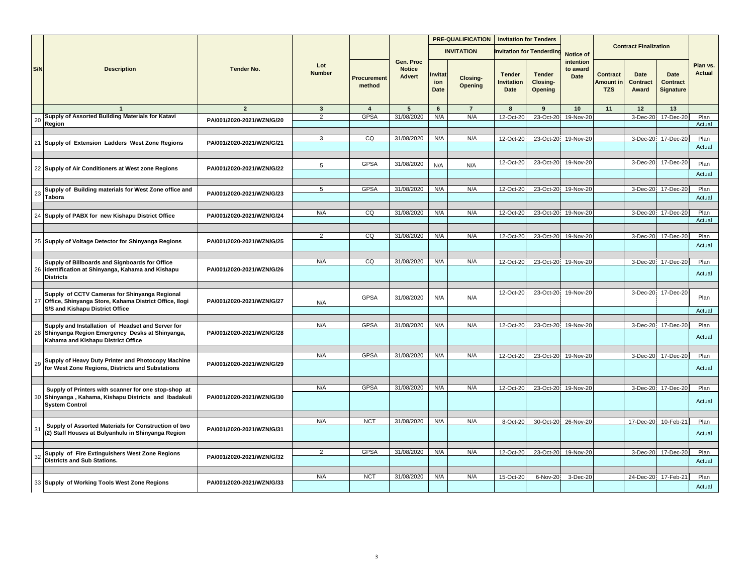| S/N | Description | Tender No. | Lot Number | Procurement method | Gen. Proc Notice Advert | PRE-QUALIFICATION INVITATION | | Invitation for Tenders Invitation for Tenderding | | Notice of intention to award Date | Contract Finalization | | | Plan vs. Actual |
|---|---|---|---|---|---|---|---|---|---|---|---|---|---|---|
| | | | | | | Invitation Date | Closing-Opening | Tender Invitation Date | Tender Closing-Opening | | Contract Amount in TZS | Date Contract Award | Date Contract Signature | |
| | 1 | 2 | 3 | 4 | 5 | 6 | 7 | 8 | 9 | 10 | 11 | 12 | 13 | |
| 20 | Supply of Assorted Building Materials for Katavi Region | PA/001/2020-2021/WZN/G/20 | 2 | GPSA | 31/08/2020 | N/A | N/A | 12-Oct-20 | 23-Oct-20 | 19-Nov-20 | | 3-Dec-20 | 17-Dec-20 | Plan |
| | | | | | | | | | | | | | | Actual |
| 21 | Supply of Extension Ladders West Zone Regions | PA/001/2020-2021/WZN/G/21 | 3 | CQ | 31/08/2020 | N/A | N/A | 12-Oct-20 | 23-Oct-20 | 19-Nov-20 | | 3-Dec-20 | 17-Dec-20 | Plan |
| | | | | | | | | | | | | | | Actual |
| 22 | Supply of Air Conditioners at West zone Regions | PA/001/2020-2021/WZN/G/22 | 5 | GPSA | 31/08/2020 | N/A | N/A | 12-Oct-20 | 23-Oct-20 | 19-Nov-20 | | 3-Dec-20 | 17-Dec-20 | Plan |
| | | | | | | | | | | | | | | Actual |
| 23 | Supply of Building materials for West Zone office and Tabora | PA/001/2020-2021/WZN/G/23 | 5 | GPSA | 31/08/2020 | N/A | N/A | 12-Oct-20 | 23-Oct-20 | 19-Nov-20 | | 3-Dec-20 | 17-Dec-20 | Plan |
| | | | | | | | | | | | | | | Actual |
| 24 | Supply of PABX for new Kishapu District Office | PA/001/2020-2021/WZN/G/24 | N/A | CQ | 31/08/2020 | N/A | N/A | 12-Oct-20 | 23-Oct-20 | 19-Nov-20 | | 3-Dec-20 | 17-Dec-20 | Plan |
| | | | | | | | | | | | | | | Actual |
| 25 | Supply of Voltage Detector for Shinyanga Regions | PA/001/2020-2021/WZN/G/25 | 2 | CQ | 31/08/2020 | N/A | N/A | 12-Oct-20 | 23-Oct-20 | 19-Nov-20 | | 3-Dec-20 | 17-Dec-20 | Plan |
| | | | | | | | | | | | | | | Actual |
| 26 | Supply of Billboards and Signboards for Office identification at Shinyanga, Kahama and Kishapu Districts | PA/001/2020-2021/WZN/G/26 | N/A | CQ | 31/08/2020 | N/A | N/A | 12-Oct-20 | 23-Oct-20 | 19-Nov-20 | | 3-Dec-20 | 17-Dec-20 | Plan |
| | | | | | | | | | | | | | | Actual |
| 27 | Supply of CCTV Cameras for Shinyanga Regional Office, Shinyanga Store, Kahama District Office, Ilogi S/S and Kishapu District Office | PA/001/2020-2021/WZN/G/27 | N/A | GPSA | 31/08/2020 | N/A | N/A | 12-Oct-20 | 23-Oct-20 | 19-Nov-20 | | 3-Dec-20 | 17-Dec-20 | Plan |
| | | | | | | | | | | | | | | Actual |
| 28 | Supply and Installation of Headset and Server for Shinyanga Region Emergency Desks at Shinyanga, Kahama and Kishapu District Office | PA/001/2020-2021/WZN/G/28 | N/A | GPSA | 31/08/2020 | N/A | N/A | 12-Oct-20 | 23-Oct-20 | 19-Nov-20 | | 3-Dec-20 | 17-Dec-20 | Plan |
| | | | | | | | | | | | | | | Actual |
| 29 | Supply of Heavy Duty Printer and Photocopy Machine for West Zone Regions, Districts and Substations | PA/001/2020-2021/WZN/G/29 | N/A | GPSA | 31/08/2020 | N/A | N/A | 12-Oct-20 | 23-Oct-20 | 19-Nov-20 | | 3-Dec-20 | 17-Dec-20 | Plan |
| | | | | | | | | | | | | | | Actual |
| 30 | Supply of Printers with scanner for one stop-shop at Shinyanga , Kahama, Kishapu Districts and Ibadakuli System Control | PA/001/2020-2021/WZN/G/30 | N/A | GPSA | 31/08/2020 | N/A | N/A | 12-Oct-20 | 23-Oct-20 | 19-Nov-20 | | 3-Dec-20 | 17-Dec-20 | Plan |
| | | | | | | | | | | | | | | Actual |
| 31 | Supply of Assorted Materials for Construction of two (2) Staff Houses at Bulyanhulu in Shinyanga Region | PA/001/2020-2021/WZN/G/31 | N/A | NCT | 31/08/2020 | N/A | N/A | 8-Oct-20 | 30-Oct-20 | 26-Nov-20 | | 17-Dec-20 | 10-Feb-21 | Plan |
| | | | | | | | | | | | | | | Actual |
| 32 | Supply of Fire Extinguishers West Zone Regions Districts and Sub Stations. | PA/001/2020-2021/WZN/G/32 | 2 | GPSA | 31/08/2020 | N/A | N/A | 12-Oct-20 | 23-Oct-20 | 19-Nov-20 | | 3-Dec-20 | 17-Dec-20 | Plan |
| | | | | | | | | | | | | | | Actual |
| 33 | Supply of Working Tools West Zone Regions | PA/001/2020-2021/WZN/G/33 | N/A | NCT | 31/08/2020 | N/A | N/A | 15-Oct-20 | 6-Nov-20 | 3-Dec-20 | | 24-Dec-20 | 17-Feb-21 | Plan |
| | | | | | | | | | | | | | | Actual |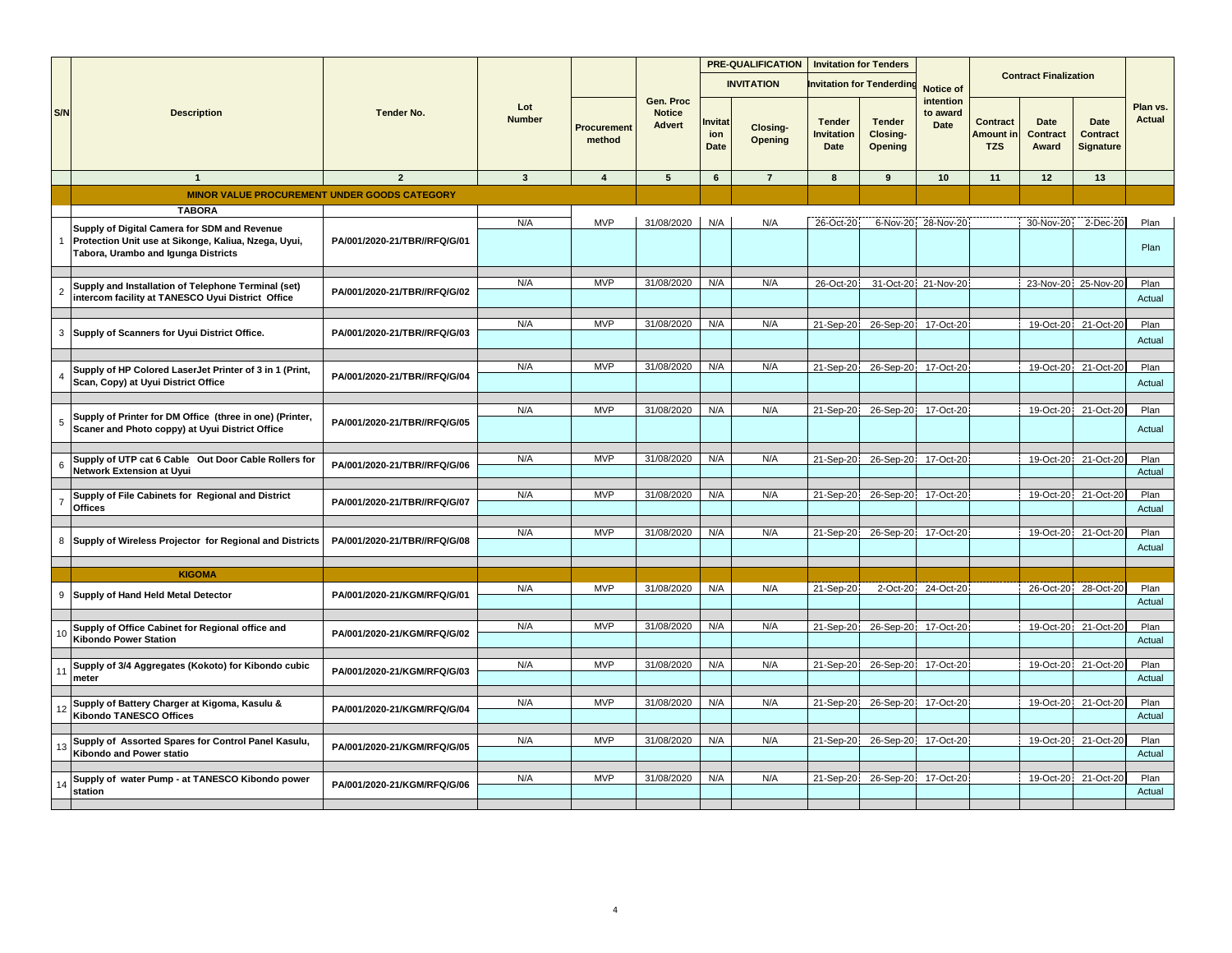| S/N | Description | Tender No. | Lot Number | Procurement method | Gen. Proc Notice Advert | PRE-QUALIFICATION | | Invitation for Tenders | | Notice of intention to award Date | Contract Finalization | | | Plan vs. Actual |
|---|---|---|---|---|---|---|---|---|---|---|---|---|---|---|
| | | | | | | INVITATION | | Invitation for Tendering | | | | | | |
| | | | | | | Invitation Date | Closing-Opening | Tender Invitation Date | Tender Closing-Opening | | Contract Amount in TZS | Date Contract Award | Date Contract Signature | |
| | 1 | 2 | 3 | 4 | 5 | 6 | 7 | 8 | 9 | 10 | 11 | 12 | 13 | |
| | **MINOR VALUE PROCUREMENT UNDER GOODS CATEGORY** | | | | | | | | | | | | | |
| | **TABORA** | | | | | | | | | | | | | |
| 1 | Supply of Digital Camera for SDM and Revenue Protection Unit use at Sikonge, Kaliua, Nzega, Uyui, Tabora, Urambo and Igunga Districts | PA/001/2020-21/TBR//RFQ/G/01 | N/A | MVP | 31/08/2020 | N/A | N/A | 26-Oct-20 | 6-Nov-20 | 28-Nov-20 | | 30-Nov-20 | 2-Dec-20 | Plan |
| | | | | | | | | | | | | | | Plan |
| 2 | Supply and Installation of Telephone Terminal (set) intercom facility at TANESCO Uyui District Office | PA/001/2020-21/TBR//RFQ/G/02 | N/A | MVP | 31/08/2020 | N/A | N/A | 26-Oct-20 | 31-Oct-20 | 21-Nov-20 | | 23-Nov-20 | 25-Nov-20 | Plan |
| | | | | | | | | | | | | | | Actual |
| 3 | Supply of Scanners for Uyui District Office. | PA/001/2020-21/TBR//RFQ/G/03 | N/A | MVP | 31/08/2020 | N/A | N/A | 21-Sep-20 | 26-Sep-20 | 17-Oct-20 | | 19-Oct-20 | 21-Oct-20 | Plan |
| | | | | | | | | | | | | | | Actual |
| 4 | Supply of HP Colored LaserJet Printer of 3 in 1 (Print, Scan, Copy) at Uyui District Office | PA/001/2020-21/TBR//RFQ/G/04 | N/A | MVP | 31/08/2020 | N/A | N/A | 21-Sep-20 | 26-Sep-20 | 17-Oct-20 | | 19-Oct-20 | 21-Oct-20 | Plan |
| | | | | | | | | | | | | | | Actual |
| 5 | Supply of Printer for DM Office (three in one) (Printer, Scaner and Photo coppy) at Uyui District Office | PA/001/2020-21/TBR//RFQ/G/05 | N/A | MVP | 31/08/2020 | N/A | N/A | 21-Sep-20 | 26-Sep-20 | 17-Oct-20 | | 19-Oct-20 | 21-Oct-20 | Plan |
| | | | | | | | | | | | | | | Actual |
| 6 | Supply of UTP cat 6 Cable Out Door Cable Rollers for Network Extension at Uyui | PA/001/2020-21/TBR//RFQ/G/06 | N/A | MVP | 31/08/2020 | N/A | N/A | 21-Sep-20 | 26-Sep-20 | 17-Oct-20 | | 19-Oct-20 | 21-Oct-20 | Plan |
| | | | | | | | | | | | | | | Actual |
| 7 | Supply of File Cabinets for Regional and District Offices | PA/001/2020-21/TBR//RFQ/G/07 | N/A | MVP | 31/08/2020 | N/A | N/A | 21-Sep-20 | 26-Sep-20 | 17-Oct-20 | | 19-Oct-20 | 21-Oct-20 | Plan |
| | | | | | | | | | | | | | | Actual |
| 8 | Supply of Wireless Projector for Regional and Districts | PA/001/2020-21/TBR//RFQ/G/08 | N/A | MVP | 31/08/2020 | N/A | N/A | 21-Sep-20 | 26-Sep-20 | 17-Oct-20 | | 19-Oct-20 | 21-Oct-20 | Plan |
| | | | | | | | | | | | | | | Actual |
| | **KIGOMA** | | | | | | | | | | | | | |
| 9 | Supply of Hand Held Metal Detector | PA/001/2020-21/KGM/RFQ/G/01 | N/A | MVP | 31/08/2020 | N/A | N/A | 21-Sep-20 | 2-Oct-20 | 24-Oct-20 | | 26-Oct-20 | 28-Oct-20 | Plan |
| | | | | | | | | | | | | | | Actual |
| 10 | Supply of Office Cabinet for Regional office and Kibondo Power Station | PA/001/2020-21/KGM/RFQ/G/02 | N/A | MVP | 31/08/2020 | N/A | N/A | 21-Sep-20 | 26-Sep-20 | 17-Oct-20 | | 19-Oct-20 | 21-Oct-20 | Plan |
| | | | | | | | | | | | | | | Actual |
| 11 | Supply of 3/4 Aggregates (Kokoto) for Kibondo cubic meter | PA/001/2020-21/KGM/RFQ/G/03 | N/A | MVP | 31/08/2020 | N/A | N/A | 21-Sep-20 | 26-Sep-20 | 17-Oct-20 | | 19-Oct-20 | 21-Oct-20 | Plan |
| | | | | | | | | | | | | | | Actual |
| 12 | Supply of Battery Charger at Kigoma, Kasulu & Kibondo TANESCO Offices | PA/001/2020-21/KGM/RFQ/G/04 | N/A | MVP | 31/08/2020 | N/A | N/A | 21-Sep-20 | 26-Sep-20 | 17-Oct-20 | | 19-Oct-20 | 21-Oct-20 | Plan |
| | | | | | | | | | | | | | | Actual |
| 13 | Supply of Assorted Spares for Control Panel Kasulu, Kibondo and Power statio | PA/001/2020-21/KGM/RFQ/G/05 | N/A | MVP | 31/08/2020 | N/A | N/A | 21-Sep-20 | 26-Sep-20 | 17-Oct-20 | | 19-Oct-20 | 21-Oct-20 | Plan |
| | | | | | | | | | | | | | | Actual |
| 14 | Supply of water Pump - at TANESCO Kibondo power station | PA/001/2020-21/KGM/RFQ/G/06 | N/A | MVP | 31/08/2020 | N/A | N/A | 21-Sep-20 | 26-Sep-20 | 17-Oct-20 | | 19-Oct-20 | 21-Oct-20 | Plan |
| | | | | | | | | | | | | | | Actual |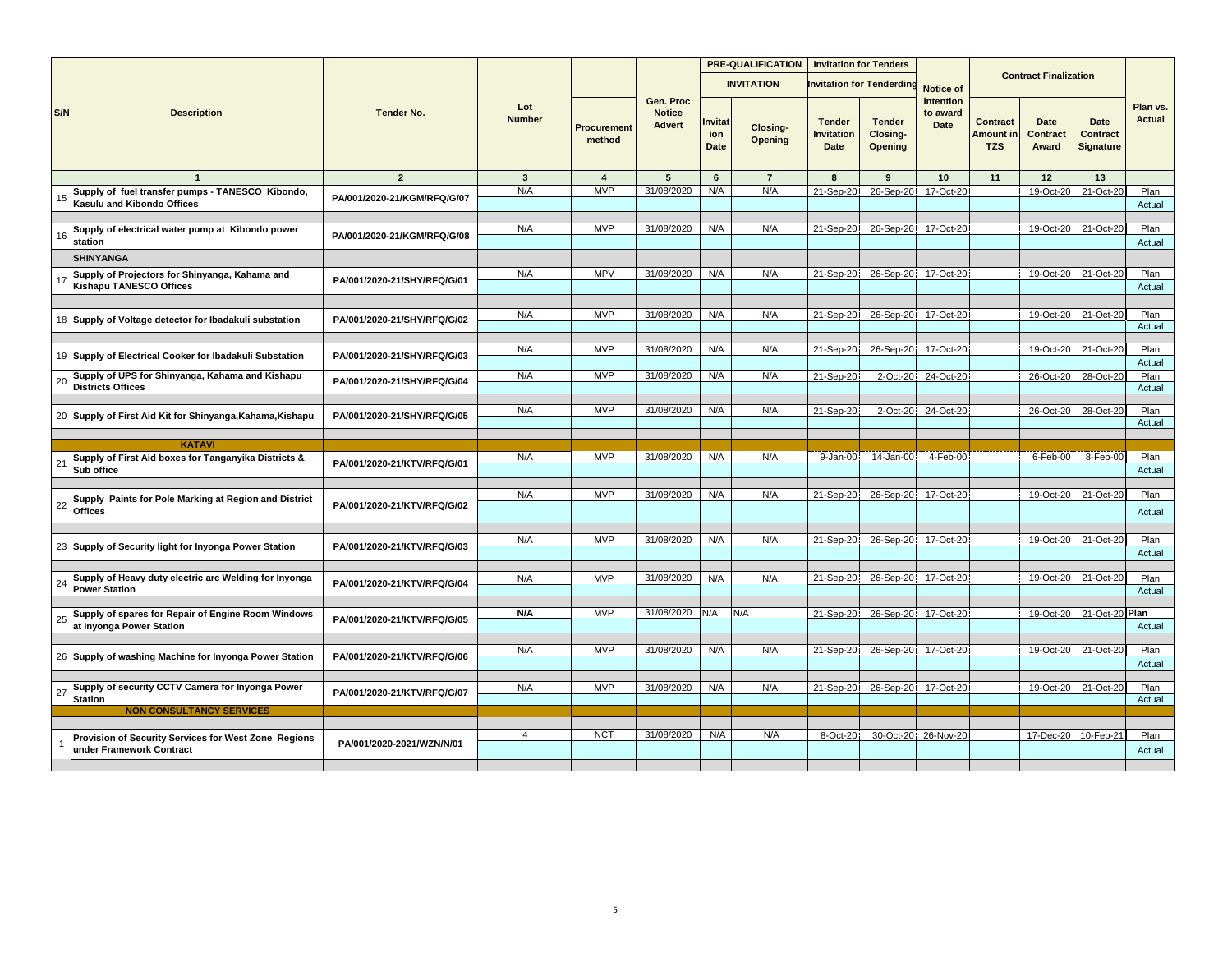| S/N | Description | Tender No. | Lot Number | Procurement method | Gen. Proc Notice Advert | PRE-QUALIFICATION INVITATION | | Invitation for Tenders Invitation for Tenderding | | Notice of intention to award Date | Contract Finalization | | | Plan vs. Actual |
|---|---|---|---|---|---|---|---|---|---|---|---|---|---|---|
| | | | | | | Invitation Date | Closing-Opening | Tender Invitation Date | Tender Closing-Opening | | Contract Amount in TZS | Date Contract Award | Date Contract Signature | |
| | 1 | 2 | 3 | 4 | 5 | 6 | 7 | 8 | 9 | 10 | 11 | 12 | 13 | |
| 15 | Supply of fuel transfer pumps - TANESCO Kibondo, Kasulu and Kibondo Offices | PA/001/2020-21/KGM/RFQ/G/07 | N/A | MVP | 31/08/2020 | N/A | N/A | 21-Sep-20 | 26-Sep-20 | 17-Oct-20 | | 19-Oct-20 | 21-Oct-20 | Plan |
| | | | | | | | | | | | | | | Actual |
| 16 | Supply of electrical water pump at Kibondo power station | PA/001/2020-21/KGM/RFQ/G/08 | N/A | MVP | 31/08/2020 | N/A | N/A | 21-Sep-20 | 26-Sep-20 | 17-Oct-20 | | 19-Oct-20 | 21-Oct-20 | Plan |
| | | | | | | | | | | | | | | Actual |
| | **SHINYANGA** | | | | | | | | | | | | | |
| 17 | Supply of Projectors for Shinyanga, Kahama and Kishapu TANESCO Offices | PA/001/2020-21/SHY/RFQ/G/01 | N/A | MPV | 31/08/2020 | N/A | N/A | 21-Sep-20 | 26-Sep-20 | 17-Oct-20 | | 19-Oct-20 | 21-Oct-20 | Plan |
| | | | | | | | | | | | | | | Actual |
| 18 | Supply of Voltage detector for Ibadakuli substation | PA/001/2020-21/SHY/RFQ/G/02 | N/A | MVP | 31/08/2020 | N/A | N/A | 21-Sep-20 | 26-Sep-20 | 17-Oct-20 | | 19-Oct-20 | 21-Oct-20 | Plan |
| | | | | | | | | | | | | | | Actual |
| 19 | Supply of Electrical Cooker for Ibadakuli Substation | PA/001/2020-21/SHY/RFQ/G/03 | N/A | MVP | 31/08/2020 | N/A | N/A | 21-Sep-20 | 26-Sep-20 | 17-Oct-20 | | 19-Oct-20 | 21-Oct-20 | Plan |
| | | | | | | | | | | | | | | Actual |
| 20 | Supply of UPS for Shinyanga, Kahama and Kishapu Districts Offices | PA/001/2020-21/SHY/RFQ/G/04 | N/A | MVP | 31/08/2020 | N/A | N/A | 21-Sep-20 | 2-Oct-20 | 24-Oct-20 | | 26-Oct-20 | 28-Oct-20 | Plan |
| | | | | | | | | | | | | | | Actual |
| 20 | Supply of First Aid Kit for Shinyanga,Kahama,Kishapu | PA/001/2020-21/SHY/RFQ/G/05 | N/A | MVP | 31/08/2020 | N/A | N/A | 21-Sep-20 | 2-Oct-20 | 24-Oct-20 | | 26-Oct-20 | 28-Oct-20 | Plan |
| | | | | | | | | | | | | | | Actual |
| | **KATAVI** | | | | | | | | | | | | | |
| 21 | Supply of First Aid boxes for Tanganyika Districts & Sub office | PA/001/2020-21/KTV/RFQ/G/01 | N/A | MVP | 31/08/2020 | N/A | N/A | 9-Jan-00 | 14-Jan-00 | 4-Feb-00 | | 6-Feb-00 | 8-Feb-00 | Plan |
| | | | | | | | | | | | | | | Actual |
| 22 | Supply Paints for Pole Marking at Region and District Offices | PA/001/2020-21/KTV/RFQ/G/02 | N/A | MVP | 31/08/2020 | N/A | N/A | 21-Sep-20 | 26-Sep-20 | 17-Oct-20 | | 19-Oct-20 | 21-Oct-20 | Plan |
| | | | | | | | | | | | | | | Actual |
| 23 | Supply of Security light for Inyonga Power Station | PA/001/2020-21/KTV/RFQ/G/03 | N/A | MVP | 31/08/2020 | N/A | N/A | 21-Sep-20 | 26-Sep-20 | 17-Oct-20 | | 19-Oct-20 | 21-Oct-20 | Plan |
| | | | | | | | | | | | | | | Actual |
| 24 | Supply of Heavy duty electric arc Welding for Inyonga Power Station | PA/001/2020-21/KTV/RFQ/G/04 | N/A | MVP | 31/08/2020 | N/A | N/A | 21-Sep-20 | 26-Sep-20 | 17-Oct-20 | | 19-Oct-20 | 21-Oct-20 | Plan |
| | | | | | | | | | | | | | | Actual |
| 25 | Supply of spares for Repair of Engine Room Windows at Inyonga Power Station | PA/001/2020-21/KTV/RFQ/G/05 | **N/A** | MVP | 31/08/2020 | N/A | N/A | 21-Sep-20 | 26-Sep-20 | 17-Oct-20 | | 19-Oct-20 | 21-Oct-20 | **Plan** |
| | | | | | | | | | | | | | | Actual |
| 26 | Supply of washing Machine for Inyonga Power Station | PA/001/2020-21/KTV/RFQ/G/06 | N/A | MVP | 31/08/2020 | N/A | N/A | 21-Sep-20 | 26-Sep-20 | 17-Oct-20 | | 19-Oct-20 | 21-Oct-20 | Plan |
| | | | | | | | | | | | | | | Actual |
| 27 | Supply of security CCTV Camera for Inyonga Power Station | PA/001/2020-21/KTV/RFQ/G/07 | N/A | MVP | 31/08/2020 | N/A | N/A | 21-Sep-20 | 26-Sep-20 | 17-Oct-20 | | 19-Oct-20 | 21-Oct-20 | Plan |
| | | | | | | | | | | | | | | Actual |
| | **NON CONSULTANCY SERVICES** | | | | | | | | | | | | | |
| 1 | Provision of Security Services for West Zone Regions under Framework Contract | PA/001/2020-2021/WZN/N/01 | 4 | NCT | 31/08/2020 | N/A | N/A | 8-Oct-20 | 30-Oct-20 | 26-Nov-20 | | 17-Dec-20 | 10-Feb-21 | Plan |
| | | | | | | | | | | | | | | Actual |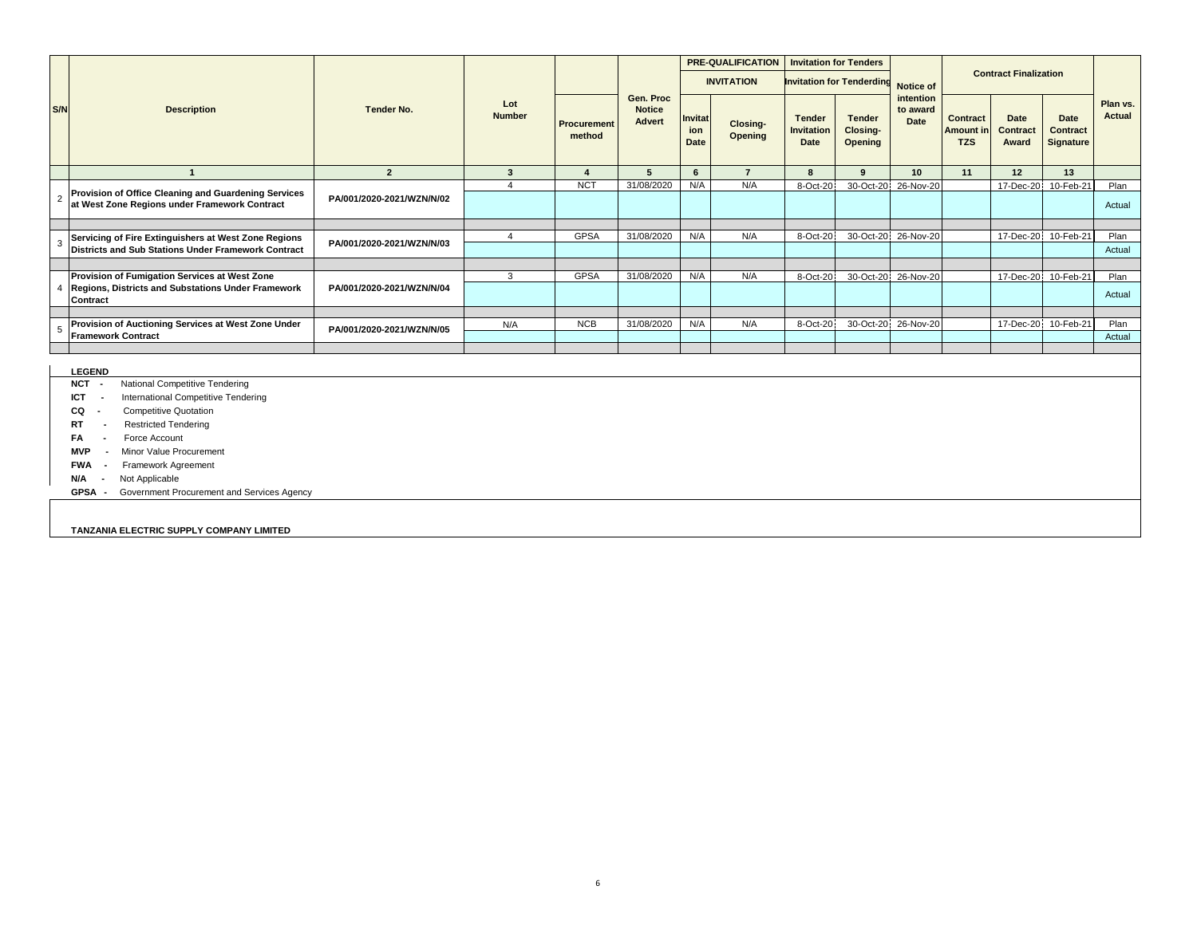| S/N | Description | Tender No. | Lot Number | Procurement method | Gen. Proc Notice Advert | PRE-QUALIFICATION INVITATION | | Invitation for Tenders | | Notice of intention to award Date | Contract Finalization | | | Plan vs. Actual |
|---|---|---|---|---|---|---|---|---|---|---|---|---|---|---|
| | | | | | | Invitation Date | Closing-Opening | Tender Invitation Date | Tender Closing-Opening | | Contract Amount in TZS | Date Contract Award | Date Contract Signature | |
| | 1 | 2 | 3 | 4 | 5 | 6 | 7 | 8 | 9 | 10 | 11 | 12 | 13 | |
| 2 | Provision of Office Cleaning and Guardening Services at West Zone Regions under Framework Contract | PA/001/2020-2021/WZN/N/02 | 4 | NCT | 31/08/2020 | N/A | N/A | 8-Oct-20 | 30-Oct-20 | 26-Nov-20 | | 17-Dec-20 | 10-Feb-21 | Plan |
| | | | | | | | | | | | | | | Actual |
| 3 | Servicing of Fire Extinguishers at West Zone Regions Districts and Sub Stations Under Framework Contract | PA/001/2020-2021/WZN/N/03 | 4 | GPSA | 31/08/2020 | N/A | N/A | 8-Oct-20 | 30-Oct-20 | 26-Nov-20 | | 17-Dec-20 | 10-Feb-21 | Plan |
| | | | | | | | | | | | | | | Actual |
| 4 | Provision of Fumigation Services at West Zone Regions, Districts and Substations Under Framework Contract | PA/001/2020-2021/WZN/N/04 | 3 | GPSA | 31/08/2020 | N/A | N/A | 8-Oct-20 | 30-Oct-20 | 26-Nov-20 | | 17-Dec-20 | 10-Feb-21 | Plan |
| | | | | | | | | | | | | | | Actual |
| 5 | Provision of Auctioning Services at West Zone Under Framework Contract | PA/001/2020-2021/WZN/N/05 | N/A | NCB | 31/08/2020 | N/A | N/A | 8-Oct-20 | 30-Oct-20 | 26-Nov-20 | | 17-Dec-20 | 10-Feb-21 | Plan |
| | | | | | | | | | | | | | | Actual |

**LEGEND**

**NCT** - National Competitive Tendering
**ICT** - International Competitive Tendering
**CQ** - Competitive Quotation
**RT** - Restricted Tendering
**FA** - Force Account
**MVP** - Minor Value Procurement
**FWA** - Framework Agreement
**N/A** - Not Applicable
**GPSA** - Government Procurement and Services Agency

**TANZANIA ELECTRIC SUPPLY COMPANY LIMITED**